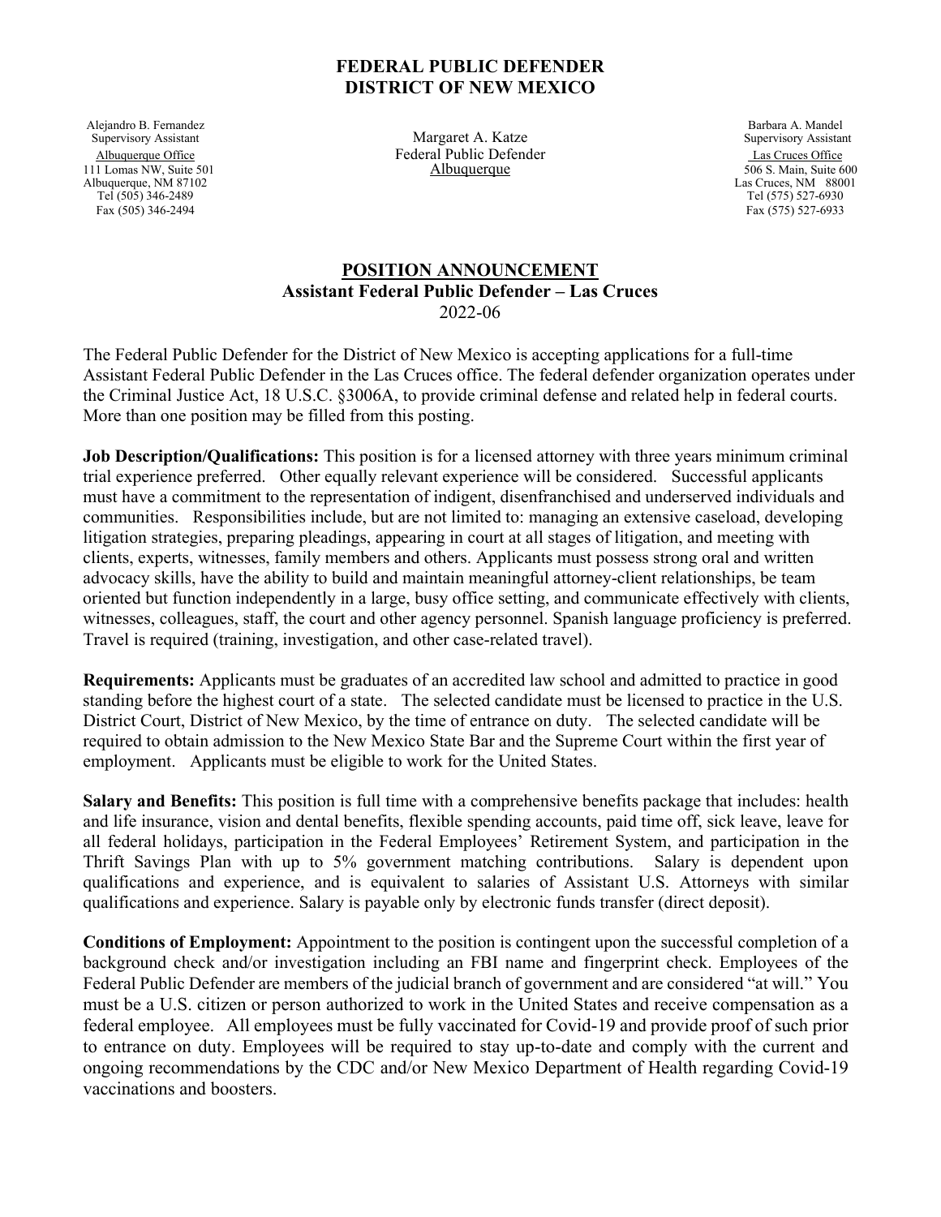# FEDERAL PUBLIC DEFENDER
# DISTRICT OF NEW MEXICO

Alejandro B. Fernandez
Supervisory Assistant
Albuquerque Office
111 Lomas NW, Suite 501
Albuquerque, NM 87102
Tel (505) 346-2489
Fax (505) 346-2494

Margaret A. Katze
Federal Public Defender
Albuquerque

Barbara A. Mandel
Supervisory Assistant
Las Cruces Office
506 S. Main, Suite 600
Las Cruces, NM 88001
Tel (575) 527-6930
Fax (575) 527-6933

## POSITION ANNOUNCEMENT
### Assistant Federal Public Defender – Las Cruces
2022-06

The Federal Public Defender for the District of New Mexico is accepting applications for a full-time Assistant Federal Public Defender in the Las Cruces office. The federal defender organization operates under the Criminal Justice Act, 18 U.S.C. §3006A, to provide criminal defense and related help in federal courts. More than one position may be filled from this posting.

**Job Description/Qualifications:** This position is for a licensed attorney with three years minimum criminal trial experience preferred. Other equally relevant experience will be considered. Successful applicants must have a commitment to the representation of indigent, disenfranchised and underserved individuals and communities. Responsibilities include, but are not limited to: managing an extensive caseload, developing litigation strategies, preparing pleadings, appearing in court at all stages of litigation, and meeting with clients, experts, witnesses, family members and others. Applicants must possess strong oral and written advocacy skills, have the ability to build and maintain meaningful attorney-client relationships, be team oriented but function independently in a large, busy office setting, and communicate effectively with clients, witnesses, colleagues, staff, the court and other agency personnel. Spanish language proficiency is preferred. Travel is required (training, investigation, and other case-related travel).

**Requirements:** Applicants must be graduates of an accredited law school and admitted to practice in good standing before the highest court of a state. The selected candidate must be licensed to practice in the U.S. District Court, District of New Mexico, by the time of entrance on duty. The selected candidate will be required to obtain admission to the New Mexico State Bar and the Supreme Court within the first year of employment. Applicants must be eligible to work for the United States.

**Salary and Benefits:** This position is full time with a comprehensive benefits package that includes: health and life insurance, vision and dental benefits, flexible spending accounts, paid time off, sick leave, leave for all federal holidays, participation in the Federal Employees' Retirement System, and participation in the Thrift Savings Plan with up to 5% government matching contributions. Salary is dependent upon qualifications and experience, and is equivalent to salaries of Assistant U.S. Attorneys with similar qualifications and experience. Salary is payable only by electronic funds transfer (direct deposit).

**Conditions of Employment:** Appointment to the position is contingent upon the successful completion of a background check and/or investigation including an FBI name and fingerprint check. Employees of the Federal Public Defender are members of the judicial branch of government and are considered "at will." You must be a U.S. citizen or person authorized to work in the United States and receive compensation as a federal employee. All employees must be fully vaccinated for Covid-19 and provide proof of such prior to entrance on duty. Employees will be required to stay up-to-date and comply with the current and ongoing recommendations by the CDC and/or New Mexico Department of Health regarding Covid-19 vaccinations and boosters.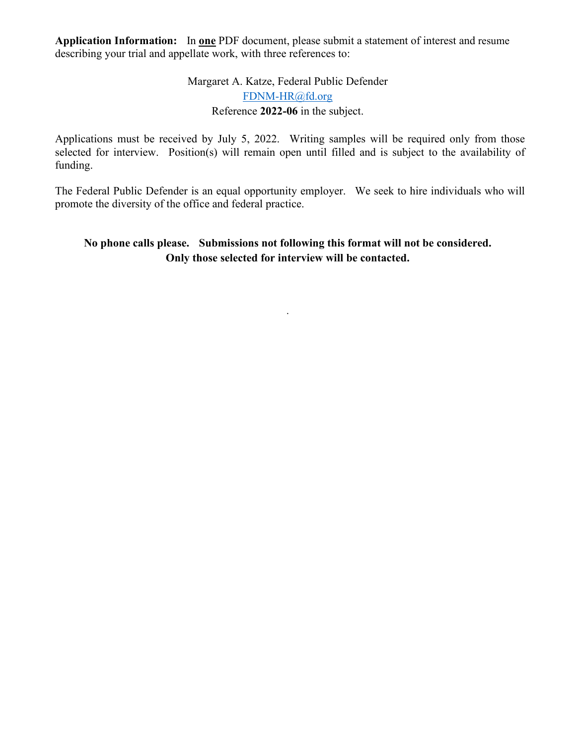**Application Information:** In **one** PDF document, please submit a statement of interest and resume describing your trial and appellate work, with three references to:

Margaret A. Katze, Federal Public Defender
[FDNM-HR@fd.org](mailto:FDNM-HR@fd.org)
Reference **2022-06** in the subject.

Applications must be received by July 5, 2022. Writing samples will be required only from those selected for interview. Position(s) will remain open until filled and is subject to the availability of funding.

The Federal Public Defender is an equal opportunity employer. We seek to hire individuals who will promote the diversity of the office and federal practice.

**No phone calls please. Submissions not following this format will not be considered.**
**Only those selected for interview will be contacted.**